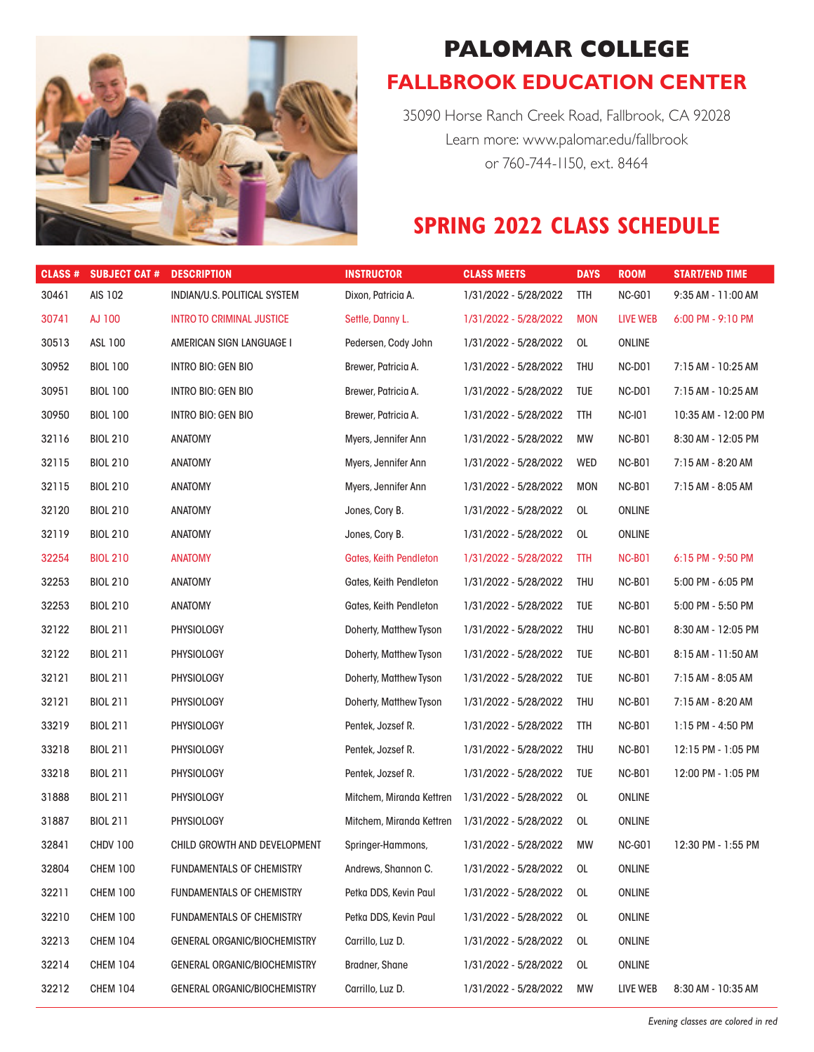# PALOMAR COLLEGE

## FALLBROOK EDUCATION CENTER

35090 Horse Ranch Creek Road, Fallbrook, CA 92028
Learn more: www.palomar.edu/fallbrook
or 760-744-1150, ext. 8464

## SPRING 2022 CLASS SCHEDULE

| CLASS # | SUBJECT CAT # | DESCRIPTION | INSTRUCTOR | CLASS MEETS | DAYS | ROOM | START/END TIME |
|---|---|---|---|---|---|---|---|
| 30461 | AIS 102 | INDIAN/U.S. POLITICAL SYSTEM | Dixon, Patricia A. | 1/31/2022 - 5/28/2022 | TTH | NC-G01 | 9:35 AM - 11:00 AM |
| 30741 | AJ 100 | INTRO TO CRIMINAL JUSTICE | Settle, Danny L. | 1/31/2022 - 5/28/2022 | MON | LIVE WEB | 6:00 PM - 9:10 PM |
| 30513 | ASL 100 | AMERICAN SIGN LANGUAGE I | Pedersen, Cody John | 1/31/2022 - 5/28/2022 | OL | ONLINE | |
| 30952 | BIOL 100 | INTRO BIO: GEN BIO | Brewer, Patricia A. | 1/31/2022 - 5/28/2022 | THU | NC-D01 | 7:15 AM - 10:25 AM |
| 30951 | BIOL 100 | INTRO BIO: GEN BIO | Brewer, Patricia A. | 1/31/2022 - 5/28/2022 | TUE | NC-D01 | 7:15 AM - 10:25 AM |
| 30950 | BIOL 100 | INTRO BIO: GEN BIO | Brewer, Patricia A. | 1/31/2022 - 5/28/2022 | TTH | NC-I01 | 10:35 AM - 12:00 PM |
| 32116 | BIOL 210 | ANATOMY | Myers, Jennifer Ann | 1/31/2022 - 5/28/2022 | MW | NC-B01 | 8:30 AM - 12:05 PM |
| 32115 | BIOL 210 | ANATOMY | Myers, Jennifer Ann | 1/31/2022 - 5/28/2022 | WED | NC-B01 | 7:15 AM - 8:20 AM |
| 32115 | BIOL 210 | ANATOMY | Myers, Jennifer Ann | 1/31/2022 - 5/28/2022 | MON | NC-B01 | 7:15 AM - 8:05 AM |
| 32120 | BIOL 210 | ANATOMY | Jones, Cory B. | 1/31/2022 - 5/28/2022 | OL | ONLINE | |
| 32119 | BIOL 210 | ANATOMY | Jones, Cory B. | 1/31/2022 - 5/28/2022 | OL | ONLINE | |
| 32254 | BIOL 210 | ANATOMY | Gates, Keith Pendleton | 1/31/2022 - 5/28/2022 | TTH | NC-B01 | 6:15 PM - 9:50 PM |
| 32253 | BIOL 210 | ANATOMY | Gates, Keith Pendleton | 1/31/2022 - 5/28/2022 | THU | NC-B01 | 5:00 PM - 6:05 PM |
| 32253 | BIOL 210 | ANATOMY | Gates, Keith Pendleton | 1/31/2022 - 5/28/2022 | TUE | NC-B01 | 5:00 PM - 5:50 PM |
| 32122 | BIOL 211 | PHYSIOLOGY | Doherty, Matthew Tyson | 1/31/2022 - 5/28/2022 | THU | NC-B01 | 8:30 AM - 12:05 PM |
| 32122 | BIOL 211 | PHYSIOLOGY | Doherty, Matthew Tyson | 1/31/2022 - 5/28/2022 | TUE | NC-B01 | 8:15 AM - 11:50 AM |
| 32121 | BIOL 211 | PHYSIOLOGY | Doherty, Matthew Tyson | 1/31/2022 - 5/28/2022 | TUE | NC-B01 | 7:15 AM - 8:05 AM |
| 32121 | BIOL 211 | PHYSIOLOGY | Doherty, Matthew Tyson | 1/31/2022 - 5/28/2022 | THU | NC-B01 | 7:15 AM - 8:20 AM |
| 33219 | BIOL 211 | PHYSIOLOGY | Pentek, Jozsef R. | 1/31/2022 - 5/28/2022 | TTH | NC-B01 | 1:15 PM - 4:50 PM |
| 33218 | BIOL 211 | PHYSIOLOGY | Pentek, Jozsef R. | 1/31/2022 - 5/28/2022 | THU | NC-B01 | 12:15 PM - 1:05 PM |
| 33218 | BIOL 211 | PHYSIOLOGY | Pentek, Jozsef R. | 1/31/2022 - 5/28/2022 | TUE | NC-B01 | 12:00 PM - 1:05 PM |
| 31888 | BIOL 211 | PHYSIOLOGY | Mitchem, Miranda Kettren | 1/31/2022 - 5/28/2022 | OL | ONLINE | |
| 31887 | BIOL 211 | PHYSIOLOGY | Mitchem, Miranda Kettren | 1/31/2022 - 5/28/2022 | OL | ONLINE | |
| 32841 | CHDV 100 | CHILD GROWTH AND DEVELOPMENT | Springer-Hammons, | 1/31/2022 - 5/28/2022 | MW | NC-G01 | 12:30 PM - 1:55 PM |
| 32804 | CHEM 100 | FUNDAMENTALS OF CHEMISTRY | Andrews, Shannon C. | 1/31/2022 - 5/28/2022 | OL | ONLINE | |
| 32211 | CHEM 100 | FUNDAMENTALS OF CHEMISTRY | Petka DDS, Kevin Paul | 1/31/2022 - 5/28/2022 | OL | ONLINE | |
| 32210 | CHEM 100 | FUNDAMENTALS OF CHEMISTRY | Petka DDS, Kevin Paul | 1/31/2022 - 5/28/2022 | OL | ONLINE | |
| 32213 | CHEM 104 | GENERAL ORGANIC/BIOCHEMISTRY | Carrillo, Luz D. | 1/31/2022 - 5/28/2022 | OL | ONLINE | |
| 32214 | CHEM 104 | GENERAL ORGANIC/BIOCHEMISTRY | Bradner, Shane | 1/31/2022 - 5/28/2022 | OL | ONLINE | |
| 32212 | CHEM 104 | GENERAL ORGANIC/BIOCHEMISTRY | Carrillo, Luz D. | 1/31/2022 - 5/28/2022 | MW | LIVE WEB | 8:30 AM - 10:35 AM |

*Evening classes are colored in red*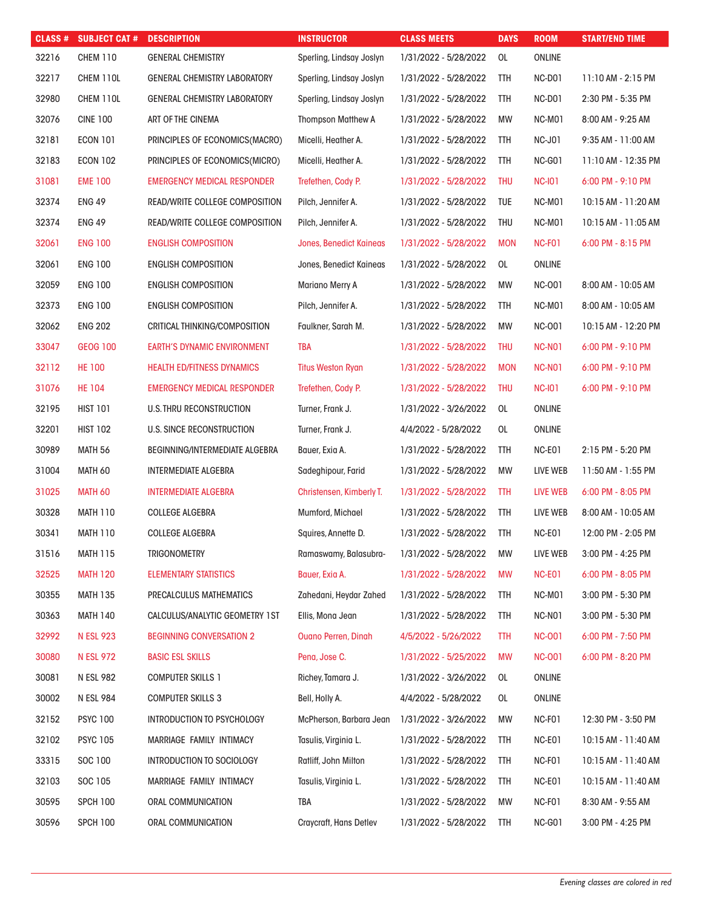| CLASS # | SUBJECT CAT # | DESCRIPTION | INSTRUCTOR | CLASS MEETS | DAYS | ROOM | START/END TIME |
|---|---|---|---|---|---|---|---|
| 32216 | CHEM 110 | GENERAL CHEMISTRY | Sperling, Lindsay Joslyn | 1/31/2022 - 5/28/2022 | OL | ONLINE | |
| 32217 | CHEM 110L | GENERAL CHEMISTRY LABORATORY | Sperling, Lindsay Joslyn | 1/31/2022 - 5/28/2022 | TTH | NC-D01 | 11:10 AM - 2:15 PM |
| 32980 | CHEM 110L | GENERAL CHEMISTRY LABORATORY | Sperling, Lindsay Joslyn | 1/31/2022 - 5/28/2022 | TTH | NC-D01 | 2:30 PM - 5:35 PM |
| 32076 | CINE 100 | ART OF THE CINEMA | Thompson Matthew A | 1/31/2022 - 5/28/2022 | MW | NC-M01 | 8:00 AM - 9:25 AM |
| 32181 | ECON 101 | PRINCIPLES OF ECONOMICS(MACRO) | Micelli, Heather A. | 1/31/2022 - 5/28/2022 | TTH | NC-J01 | 9:35 AM - 11:00 AM |
| 32183 | ECON 102 | PRINCIPLES OF ECONOMICS(MICRO) | Micelli, Heather A. | 1/31/2022 - 5/28/2022 | TTH | NC-G01 | 11:10 AM - 12:35 PM |
| 31081 | EME 100 | EMERGENCY MEDICAL RESPONDER | Trefethen, Cody P. | 1/31/2022 - 5/28/2022 | THU | NC-I01 | 6:00 PM - 9:10 PM |
| 32374 | ENG 49 | READ/WRITE COLLEGE COMPOSITION | Pilch, Jennifer A. | 1/31/2022 - 5/28/2022 | TUE | NC-M01 | 10:15 AM - 11:20 AM |
| 32374 | ENG 49 | READ/WRITE COLLEGE COMPOSITION | Pilch, Jennifer A. | 1/31/2022 - 5/28/2022 | THU | NC-M01 | 10:15 AM - 11:05 AM |
| 32061 | ENG 100 | ENGLISH COMPOSITION | Jones, Benedict Kaineas | 1/31/2022 - 5/28/2022 | MON | NC-F01 | 6:00 PM - 8:15 PM |
| 32061 | ENG 100 | ENGLISH COMPOSITION | Jones, Benedict Kaineas | 1/31/2022 - 5/28/2022 | OL | ONLINE | |
| 32059 | ENG 100 | ENGLISH COMPOSITION | Mariano Merry A | 1/31/2022 - 5/28/2022 | MW | NC-O01 | 8:00 AM - 10:05 AM |
| 32373 | ENG 100 | ENGLISH COMPOSITION | Pilch, Jennifer A. | 1/31/2022 - 5/28/2022 | TTH | NC-M01 | 8:00 AM - 10:05 AM |
| 32062 | ENG 202 | CRITICAL THINKING/COMPOSITION | Faulkner, Sarah M. | 1/31/2022 - 5/28/2022 | MW | NC-O01 | 10:15 AM - 12:20 PM |
| 33047 | GEOG 100 | EARTH'S DYNAMIC ENVIRONMENT | TBA | 1/31/2022 - 5/28/2022 | THU | NC-N01 | 6:00 PM - 9:10 PM |
| 32112 | HE 100 | HEALTH ED/FITNESS DYNAMICS | Titus Weston Ryan | 1/31/2022 - 5/28/2022 | MON | NC-N01 | 6:00 PM - 9:10 PM |
| 31076 | HE 104 | EMERGENCY MEDICAL RESPONDER | Trefethen, Cody P. | 1/31/2022 - 5/28/2022 | THU | NC-I01 | 6:00 PM - 9:10 PM |
| 32195 | HIST 101 | U.S. THRU RECONSTRUCTION | Turner, Frank J. | 1/31/2022 - 3/26/2022 | OL | ONLINE | |
| 32201 | HIST 102 | U.S. SINCE RECONSTRUCTION | Turner, Frank J. | 4/4/2022 - 5/28/2022 | OL | ONLINE | |
| 30989 | MATH 56 | BEGINNING/INTERMEDIATE ALGEBRA | Bauer, Exia A. | 1/31/2022 - 5/28/2022 | TTH | NC-E01 | 2:15 PM - 5:20 PM |
| 31004 | MATH 60 | INTERMEDIATE ALGEBRA | Sadeghipour, Farid | 1/31/2022 - 5/28/2022 | MW | LIVE WEB | 11:50 AM - 1:55 PM |
| 31025 | MATH 60 | INTERMEDIATE ALGEBRA | Christensen, Kimberly T. | 1/31/2022 - 5/28/2022 | TTH | LIVE WEB | 6:00 PM - 8:05 PM |
| 30328 | MATH 110 | COLLEGE ALGEBRA | Mumford, Michael | 1/31/2022 - 5/28/2022 | TTH | LIVE WEB | 8:00 AM - 10:05 AM |
| 30341 | MATH 110 | COLLEGE ALGEBRA | Squires, Annette D. | 1/31/2022 - 5/28/2022 | TTH | NC-E01 | 12:00 PM - 2:05 PM |
| 31516 | MATH 115 | TRIGONOMETRY | Ramaswamy, Balasubra- | 1/31/2022 - 5/28/2022 | MW | LIVE WEB | 3:00 PM - 4:25 PM |
| 32525 | MATH 120 | ELEMENTARY STATISTICS | Bauer, Exia A. | 1/31/2022 - 5/28/2022 | MW | NC-E01 | 6:00 PM - 8:05 PM |
| 30355 | MATH 135 | PRECALCULUS MATHEMATICS | Zahedani, Heydar Zahed | 1/31/2022 - 5/28/2022 | TTH | NC-M01 | 3:00 PM - 5:30 PM |
| 30363 | MATH 140 | CALCULUS/ANALYTIC GEOMETRY 1ST | Ellis, Mona Jean | 1/31/2022 - 5/28/2022 | TTH | NC-N01 | 3:00 PM - 5:30 PM |
| 32992 | N ESL 923 | BEGINNING CONVERSATION 2 | Ouano Perren, Dinah | 4/5/2022 - 5/26/2022 | TTH | NC-O01 | 6:00 PM - 7:50 PM |
| 30080 | N ESL 972 | BASIC ESL SKILLS | Pena, Jose C. | 1/31/2022 - 5/25/2022 | MW | NC-O01 | 6:00 PM - 8:20 PM |
| 30081 | N ESL 982 | COMPUTER SKILLS 1 | Richey, Tamara J. | 1/31/2022 - 3/26/2022 | OL | ONLINE | |
| 30002 | N ESL 984 | COMPUTER SKILLS 3 | Bell, Holly A. | 4/4/2022 - 5/28/2022 | OL | ONLINE | |
| 32152 | PSYC 100 | INTRODUCTION TO PSYCHOLOGY | McPherson, Barbara Jean | 1/31/2022 - 3/26/2022 | MW | NC-F01 | 12:30 PM - 3:50 PM |
| 32102 | PSYC 105 | MARRIAGE FAMILY INTIMACY | Tasulis, Virginia L. | 1/31/2022 - 5/28/2022 | TTH | NC-E01 | 10:15 AM - 11:40 AM |
| 33315 | SOC 100 | INTRODUCTION TO SOCIOLOGY | Ratliff, John Milton | 1/31/2022 - 5/28/2022 | TTH | NC-F01 | 10:15 AM - 11:40 AM |
| 32103 | SOC 105 | MARRIAGE FAMILY INTIMACY | Tasulis, Virginia L. | 1/31/2022 - 5/28/2022 | TTH | NC-E01 | 10:15 AM - 11:40 AM |
| 30595 | SPCH 100 | ORAL COMMUNICATION | TBA | 1/31/2022 - 5/28/2022 | MW | NC-F01 | 8:30 AM - 9:55 AM |
| 30596 | SPCH 100 | ORAL COMMUNICATION | Craycraft, Hans Detlev | 1/31/2022 - 5/28/2022 | TTH | NC-G01 | 3:00 PM - 4:25 PM |

*Evening classes are colored in red*